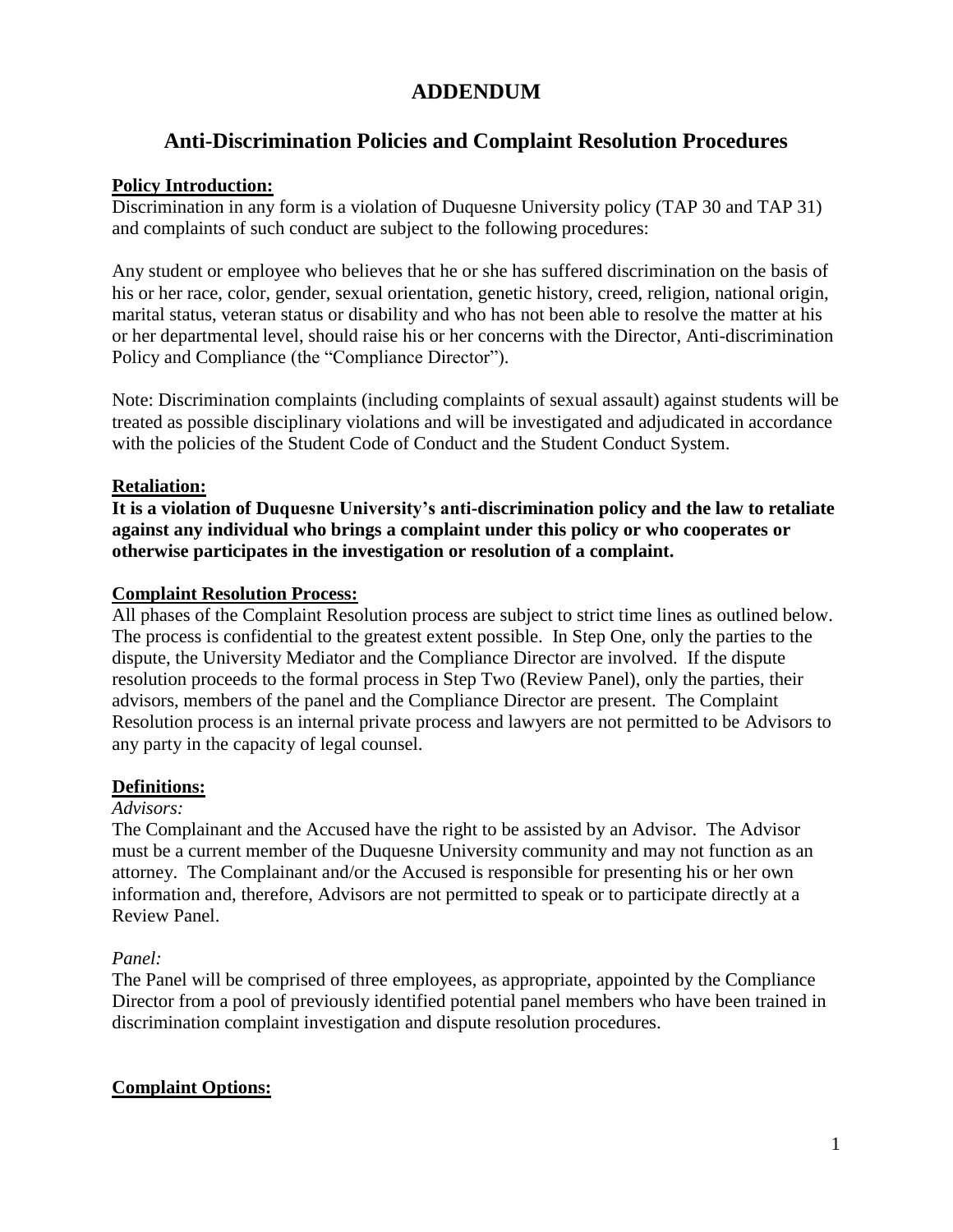# ADDENDUM

## Anti-Discrimination Policies and Complaint Resolution Procedures

**Policy Introduction:**

Discrimination in any form is a violation of Duquesne University policy (TAP 30 and TAP 31) and complaints of such conduct are subject to the following procedures:

Any student or employee who believes that he or she has suffered discrimination on the basis of his or her race, color, gender, sexual orientation, genetic history, creed, religion, national origin, marital status, veteran status or disability and who has not been able to resolve the matter at his or her departmental level, should raise his or her concerns with the Director, Anti-discrimination Policy and Compliance (the "Compliance Director").

Note: Discrimination complaints (including complaints of sexual assault) against students will be treated as possible disciplinary violations and will be investigated and adjudicated in accordance with the policies of the Student Code of Conduct and the Student Conduct System.

**Retaliation:**

**It is a violation of Duquesne University's anti-discrimination policy and the law to retaliate against any individual who brings a complaint under this policy or who cooperates or otherwise participates in the investigation or resolution of a complaint.**

**Complaint Resolution Process:**

All phases of the Complaint Resolution process are subject to strict time lines as outlined below. The process is confidential to the greatest extent possible. In Step One, only the parties to the dispute, the University Mediator and the Compliance Director are involved. If the dispute resolution proceeds to the formal process in Step Two (Review Panel), only the parties, their advisors, members of the panel and the Compliance Director are present. The Complaint Resolution process is an internal private process and lawyers are not permitted to be Advisors to any party in the capacity of legal counsel.

**Definitions:**

*Advisors:*

The Complainant and the Accused have the right to be assisted by an Advisor. The Advisor must be a current member of the Duquesne University community and may not function as an attorney. The Complainant and/or the Accused is responsible for presenting his or her own information and, therefore, Advisors are not permitted to speak or to participate directly at a Review Panel.

*Panel:*

The Panel will be comprised of three employees, as appropriate, appointed by the Compliance Director from a pool of previously identified potential panel members who have been trained in discrimination complaint investigation and dispute resolution procedures.

**Complaint Options:**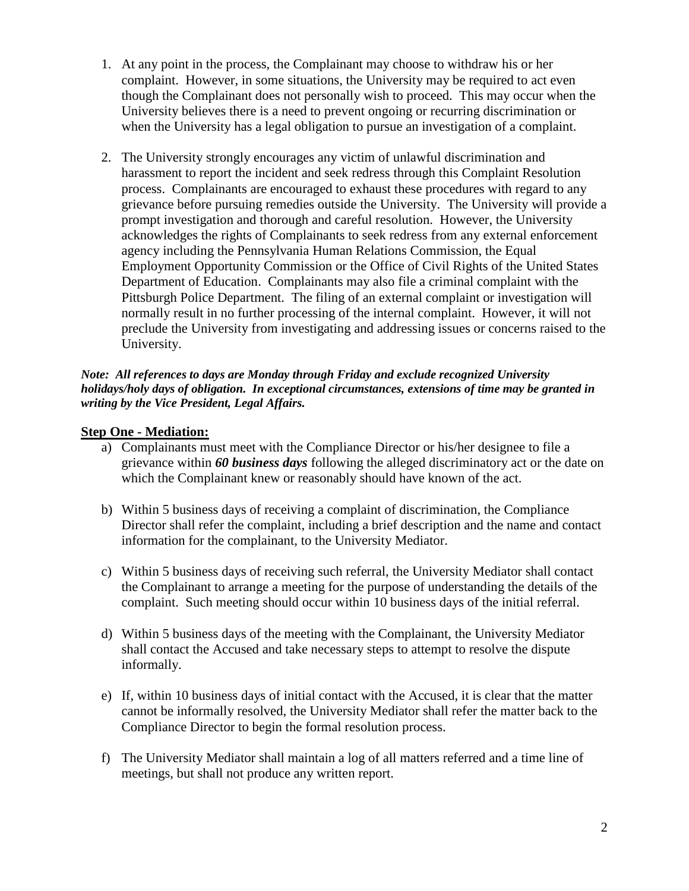1. At any point in the process, the Complainant may choose to withdraw his or her complaint. However, in some situations, the University may be required to act even though the Complainant does not personally wish to proceed. This may occur when the University believes there is a need to prevent ongoing or recurring discrimination or when the University has a legal obligation to pursue an investigation of a complaint.

2. The University strongly encourages any victim of unlawful discrimination and harassment to report the incident and seek redress through this Complaint Resolution process. Complainants are encouraged to exhaust these procedures with regard to any grievance before pursuing remedies outside the University. The University will provide a prompt investigation and thorough and careful resolution. However, the University acknowledges the rights of Complainants to seek redress from any external enforcement agency including the Pennsylvania Human Relations Commission, the Equal Employment Opportunity Commission or the Office of Civil Rights of the United States Department of Education. Complainants may also file a criminal complaint with the Pittsburgh Police Department. The filing of an external complaint or investigation will normally result in no further processing of the internal complaint. However, it will not preclude the University from investigating and addressing issues or concerns raised to the University.

***Note: All references to days are Monday through Friday and exclude recognized University holidays/holy days of obligation. In exceptional circumstances, extensions of time may be granted in writing by the Vice President, Legal Affairs.***

**Step One - Mediation:**

a) Complainants must meet with the Compliance Director or his/her designee to file a grievance within ***60 business days*** following the alleged discriminatory act or the date on which the Complainant knew or reasonably should have known of the act.

b) Within 5 business days of receiving a complaint of discrimination, the Compliance Director shall refer the complaint, including a brief description and the name and contact information for the complainant, to the University Mediator.

c) Within 5 business days of receiving such referral, the University Mediator shall contact the Complainant to arrange a meeting for the purpose of understanding the details of the complaint. Such meeting should occur within 10 business days of the initial referral.

d) Within 5 business days of the meeting with the Complainant, the University Mediator shall contact the Accused and take necessary steps to attempt to resolve the dispute informally.

e) If, within 10 business days of initial contact with the Accused, it is clear that the matter cannot be informally resolved, the University Mediator shall refer the matter back to the Compliance Director to begin the formal resolution process.

f) The University Mediator shall maintain a log of all matters referred and a time line of meetings, but shall not produce any written report.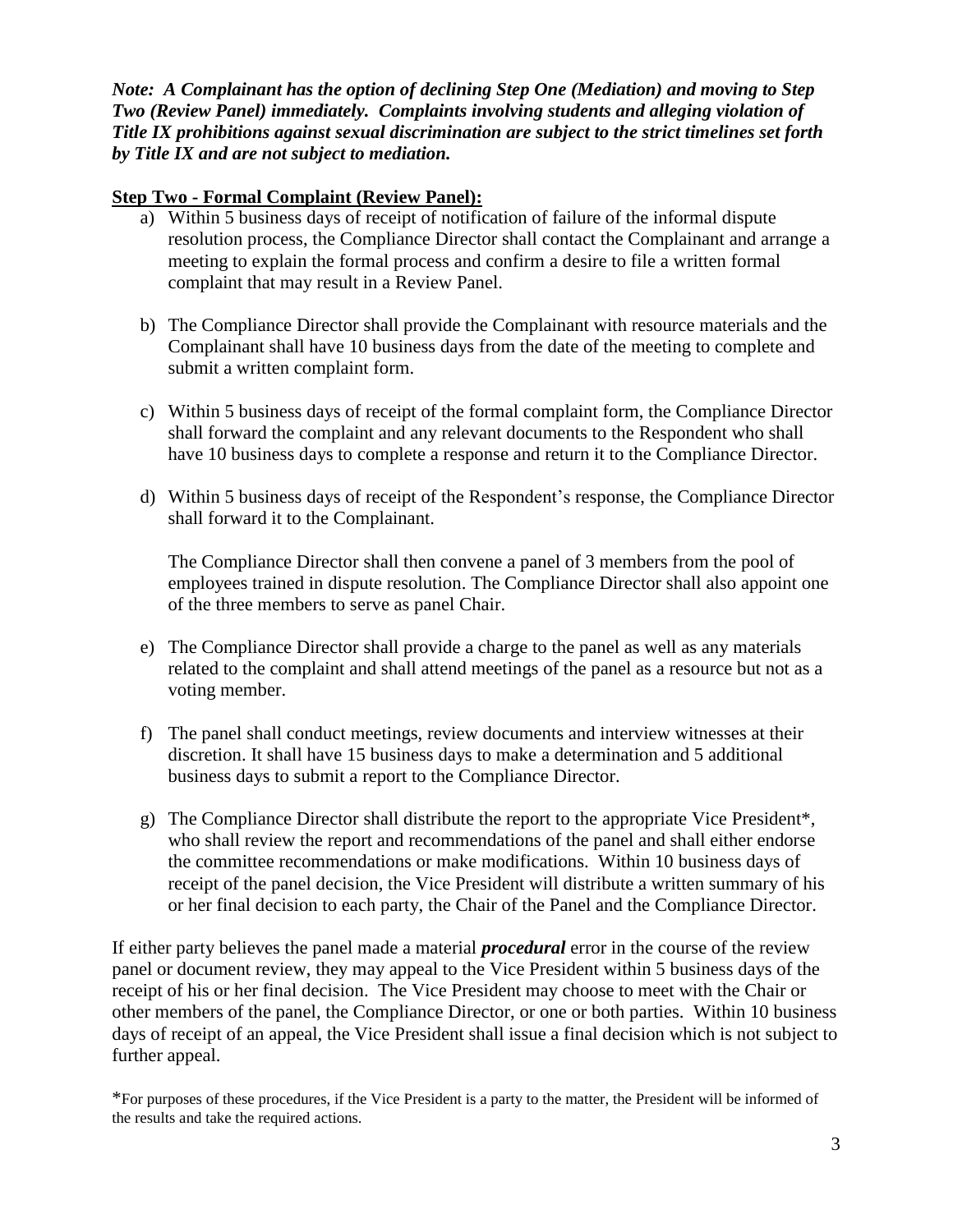***Note: A Complainant has the option of declining Step One (Mediation) and moving to Step Two (Review Panel) immediately. Complaints involving students and alleging violation of Title IX prohibitions against sexual discrimination are subject to the strict timelines set forth by Title IX and are not subject to mediation.***

**<u>Step Two - Formal Complaint (Review Panel):</u>**

a) Within 5 business days of receipt of notification of failure of the informal dispute resolution process, the Compliance Director shall contact the Complainant and arrange a meeting to explain the formal process and confirm a desire to file a written formal complaint that may result in a Review Panel.

b) The Compliance Director shall provide the Complainant with resource materials and the Complainant shall have 10 business days from the date of the meeting to complete and submit a written complaint form.

c) Within 5 business days of receipt of the formal complaint form, the Compliance Director shall forward the complaint and any relevant documents to the Respondent who shall have 10 business days to complete a response and return it to the Compliance Director.

d) Within 5 business days of receipt of the Respondent's response, the Compliance Director shall forward it to the Complainant.

   The Compliance Director shall then convene a panel of 3 members from the pool of employees trained in dispute resolution. The Compliance Director shall also appoint one of the three members to serve as panel Chair.

e) The Compliance Director shall provide a charge to the panel as well as any materials related to the complaint and shall attend meetings of the panel as a resource but not as a voting member.

f) The panel shall conduct meetings, review documents and interview witnesses at their discretion. It shall have 15 business days to make a determination and 5 additional business days to submit a report to the Compliance Director.

g) The Compliance Director shall distribute the report to the appropriate Vice President*, who shall review the report and recommendations of the panel and shall either endorse the committee recommendations or make modifications. Within 10 business days of receipt of the panel decision, the Vice President will distribute a written summary of his or her final decision to each party, the Chair of the Panel and the Compliance Director.

If either party believes the panel made a material ***procedural*** error in the course of the review panel or document review, they may appeal to the Vice President within 5 business days of the receipt of his or her final decision. The Vice President may choose to meet with the Chair or other members of the panel, the Compliance Director, or one or both parties. Within 10 business days of receipt of an appeal, the Vice President shall issue a final decision which is not subject to further appeal.

*For purposes of these procedures, if the Vice President is a party to the matter, the President will be informed of the results and take the required actions.